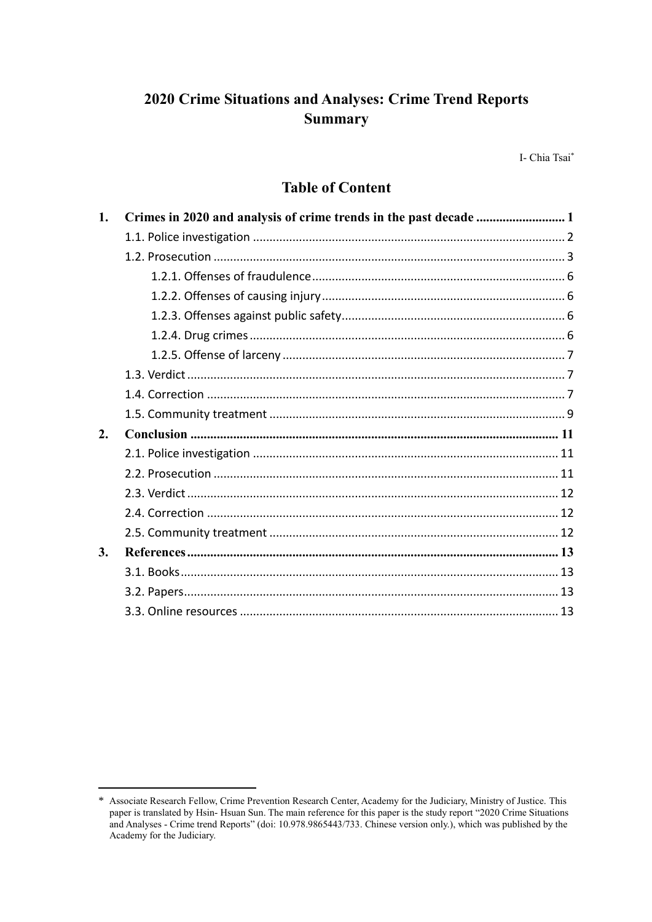# 2020 Crime Situations and Analyses: Crime Trend Reports Summary

I- Chia Tsai*

## Table of Content

1. **Crimes in 2020 and analysis of crime trends in the past decade .......................... 1**
   - 1.1. Police investigation ............................................................................................ 2
   - 1.2. Prosecution ........................................................................................................ 3
     - 1.2.1. Offenses of fraudulence ............................................................................ 6
     - 1.2.2. Offenses of causing injury ......................................................................... 6
     - 1.2.3. Offenses against public safety ................................................................... 6
     - 1.2.4. Drug crimes ............................................................................................... 6
     - 1.2.5. Offense of larceny ..................................................................................... 7
   - 1.3. Verdict ................................................................................................................ 7
   - 1.4. Correction .......................................................................................................... 7
   - 1.5. Community treatment ........................................................................................ 9
2. **Conclusion ............................................................................................................. 11**
   - 2.1. Police investigation .......................................................................................... 11
   - 2.2. Prosecution ....................................................................................................... 11
   - 2.3. Verdict .............................................................................................................. 12
   - 2.4. Correction ........................................................................................................ 12
   - 2.5. Community treatment ...................................................................................... 12
3. **References .............................................................................................................. 13**
   - 3.1. Books ................................................................................................................ 13
   - 3.2. Papers ............................................................................................................... 13
   - 3.3. Online resources ............................................................................................... 13

---

* Associate Research Fellow, Crime Prevention Research Center, Academy for the Judiciary, Ministry of Justice. This paper is translated by Hsin- Hsuan Sun. The main reference for this paper is the study report "2020 Crime Situations and Analyses - Crime trend Reports" (doi: 10.978.9865443/733. Chinese version only.), which was published by the Academy for the Judiciary.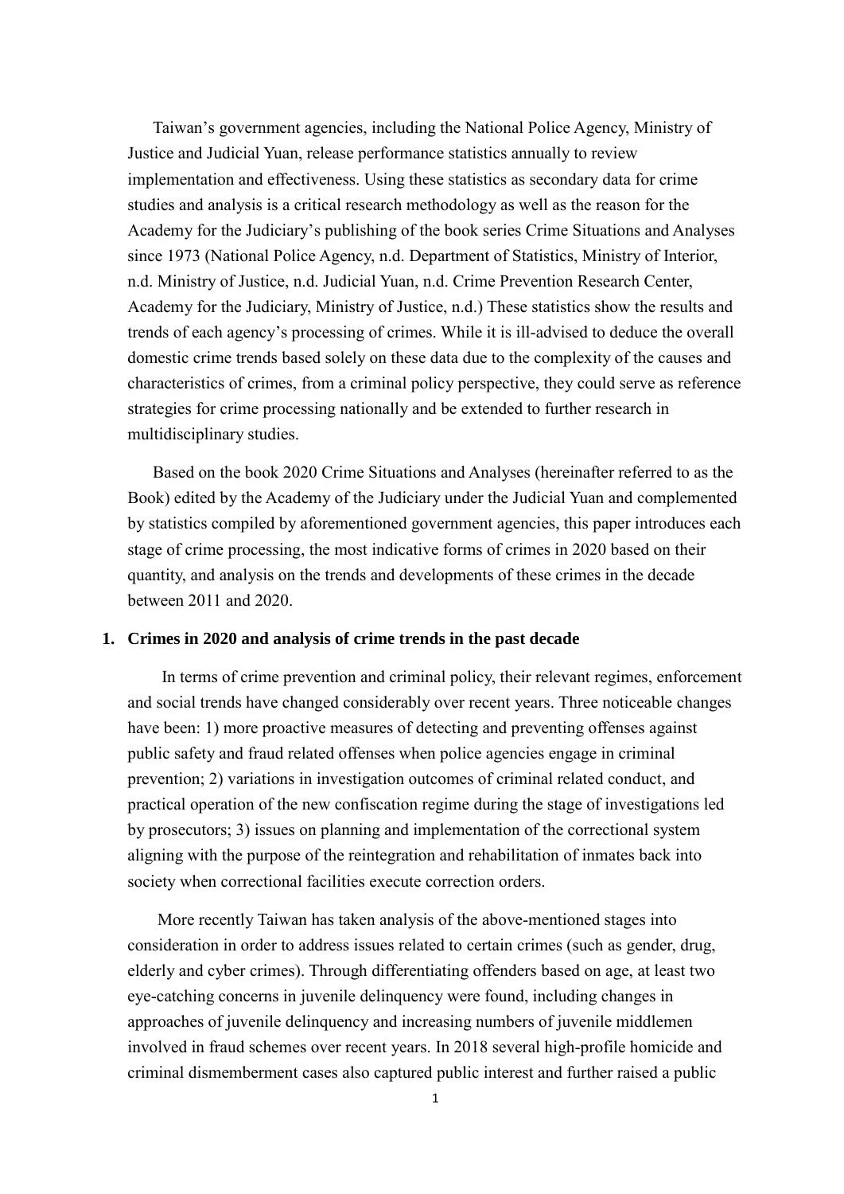Taiwan's government agencies, including the National Police Agency, Ministry of Justice and Judicial Yuan, release performance statistics annually to review implementation and effectiveness. Using these statistics as secondary data for crime studies and analysis is a critical research methodology as well as the reason for the Academy for the Judiciary's publishing of the book series Crime Situations and Analyses since 1973 (National Police Agency, n.d. Department of Statistics, Ministry of Interior, n.d. Ministry of Justice, n.d. Judicial Yuan, n.d. Crime Prevention Research Center, Academy for the Judiciary, Ministry of Justice, n.d.) These statistics show the results and trends of each agency's processing of crimes. While it is ill-advised to deduce the overall domestic crime trends based solely on these data due to the complexity of the causes and characteristics of crimes, from a criminal policy perspective, they could serve as reference strategies for crime processing nationally and be extended to further research in multidisciplinary studies.

Based on the book 2020 Crime Situations and Analyses (hereinafter referred to as the Book) edited by the Academy of the Judiciary under the Judicial Yuan and complemented by statistics compiled by aforementioned government agencies, this paper introduces each stage of crime processing, the most indicative forms of crimes in 2020 based on their quantity, and analysis on the trends and developments of these crimes in the decade between 2011 and 2020.

## 1. Crimes in 2020 and analysis of crime trends in the past decade

In terms of crime prevention and criminal policy, their relevant regimes, enforcement and social trends have changed considerably over recent years. Three noticeable changes have been: 1) more proactive measures of detecting and preventing offenses against public safety and fraud related offenses when police agencies engage in criminal prevention; 2) variations in investigation outcomes of criminal related conduct, and practical operation of the new confiscation regime during the stage of investigations led by prosecutors; 3) issues on planning and implementation of the correctional system aligning with the purpose of the reintegration and rehabilitation of inmates back into society when correctional facilities execute correction orders.

More recently Taiwan has taken analysis of the above-mentioned stages into consideration in order to address issues related to certain crimes (such as gender, drug, elderly and cyber crimes). Through differentiating offenders based on age, at least two eye-catching concerns in juvenile delinquency were found, including changes in approaches of juvenile delinquency and increasing numbers of juvenile middlemen involved in fraud schemes over recent years. In 2018 several high-profile homicide and criminal dismemberment cases also captured public interest and further raised a public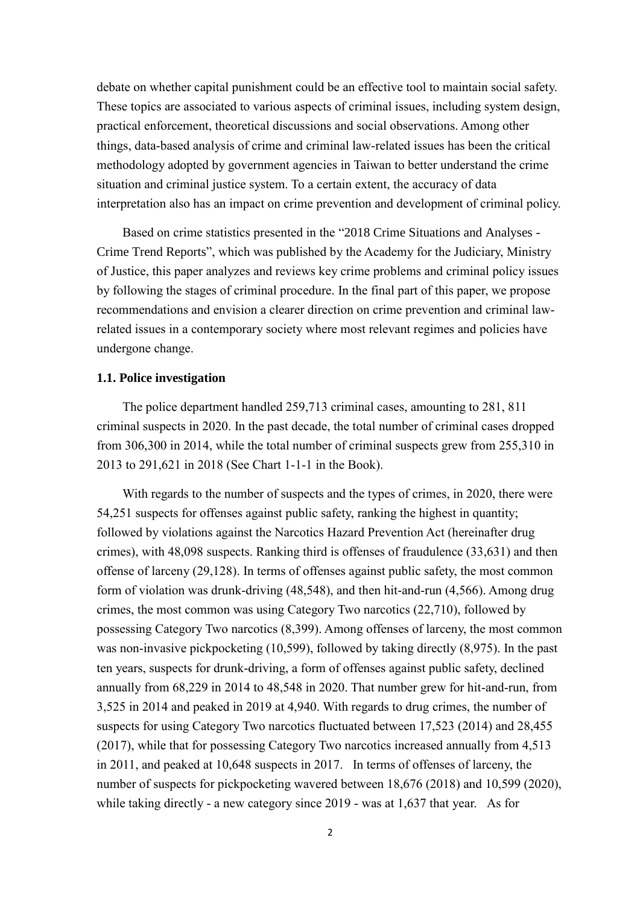debate on whether capital punishment could be an effective tool to maintain social safety. These topics are associated to various aspects of criminal issues, including system design, practical enforcement, theoretical discussions and social observations. Among other things, data-based analysis of crime and criminal law-related issues has been the critical methodology adopted by government agencies in Taiwan to better understand the crime situation and criminal justice system. To a certain extent, the accuracy of data interpretation also has an impact on crime prevention and development of criminal policy.

Based on crime statistics presented in the "2018 Crime Situations and Analyses - Crime Trend Reports", which was published by the Academy for the Judiciary, Ministry of Justice, this paper analyzes and reviews key crime problems and criminal policy issues by following the stages of criminal procedure. In the final part of this paper, we propose recommendations and envision a clearer direction on crime prevention and criminal law-related issues in a contemporary society where most relevant regimes and policies have undergone change.

### 1.1. Police investigation

The police department handled 259,713 criminal cases, amounting to 281, 811 criminal suspects in 2020. In the past decade, the total number of criminal cases dropped from 306,300 in 2014, while the total number of criminal suspects grew from 255,310 in 2013 to 291,621 in 2018 (See Chart 1-1-1 in the Book).

With regards to the number of suspects and the types of crimes, in 2020, there were 54,251 suspects for offenses against public safety, ranking the highest in quantity; followed by violations against the Narcotics Hazard Prevention Act (hereinafter drug crimes), with 48,098 suspects. Ranking third is offenses of fraudulence (33,631) and then offense of larceny (29,128). In terms of offenses against public safety, the most common form of violation was drunk-driving (48,548), and then hit-and-run (4,566). Among drug crimes, the most common was using Category Two narcotics (22,710), followed by possessing Category Two narcotics (8,399). Among offenses of larceny, the most common was non-invasive pickpocketing (10,599), followed by taking directly (8,975). In the past ten years, suspects for drunk-driving, a form of offenses against public safety, declined annually from 68,229 in 2014 to 48,548 in 2020. That number grew for hit-and-run, from 3,525 in 2014 and peaked in 2019 at 4,940. With regards to drug crimes, the number of suspects for using Category Two narcotics fluctuated between 17,523 (2014) and 28,455 (2017), while that for possessing Category Two narcotics increased annually from 4,513 in 2011, and peaked at 10,648 suspects in 2017. In terms of offenses of larceny, the number of suspects for pickpocketing wavered between 18,676 (2018) and 10,599 (2020), while taking directly - a new category since 2019 - was at 1,637 that year. As for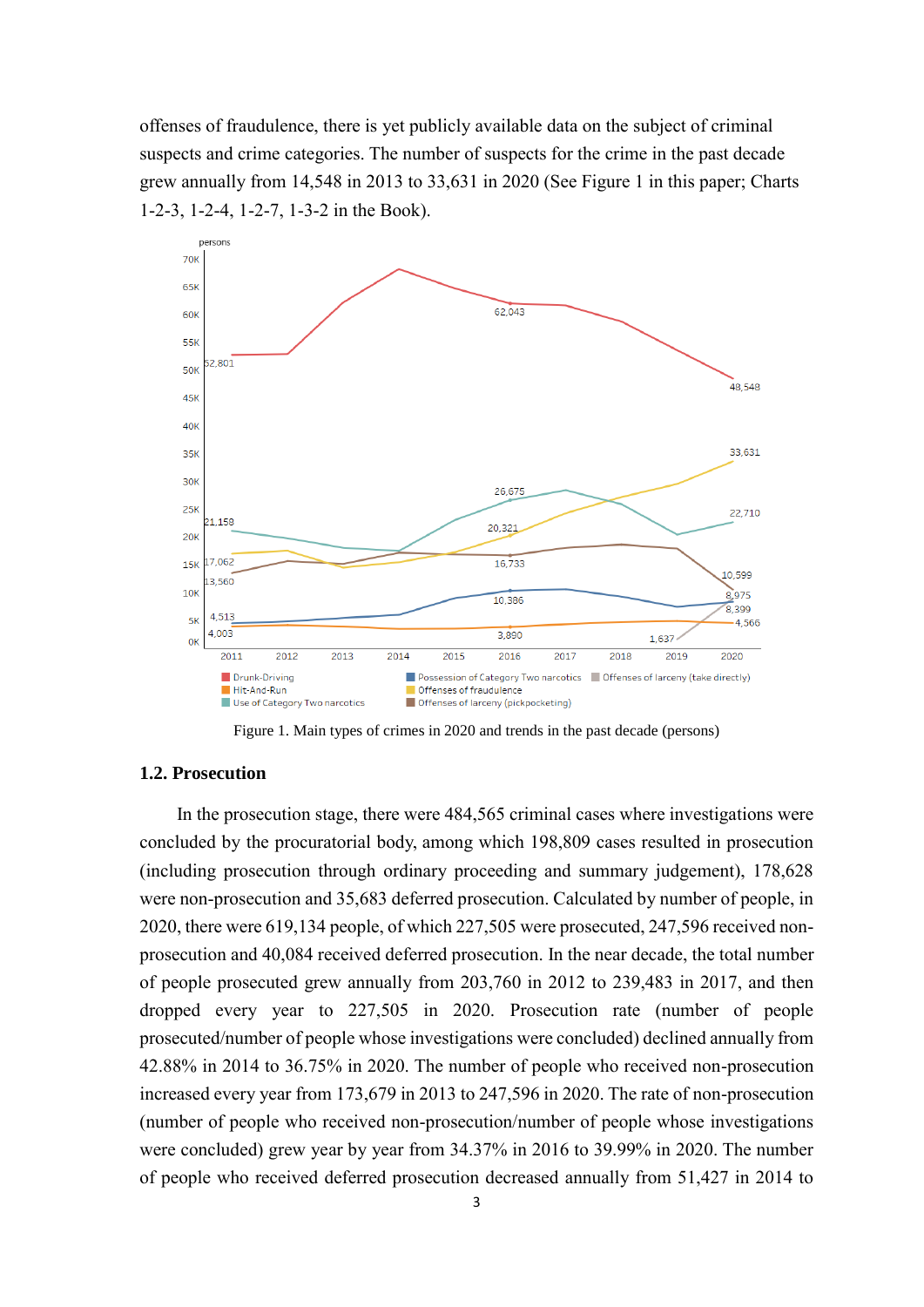offenses of fraudulence, there is yet publicly available data on the subject of criminal suspects and crime categories. The number of suspects for the crime in the past decade grew annually from 14,548 in 2013 to 33,631 in 2020 (See Figure 1 in this paper; Charts 1-2-3, 1-2-4, 1-2-7, 1-3-2 in the Book).

Figure 1. Main types of crimes in 2020 and trends in the past decade (persons)

## 1.2. Prosecution

In the prosecution stage, there were 484,565 criminal cases where investigations were concluded by the procuratorial body, among which 198,809 cases resulted in prosecution (including prosecution through ordinary proceeding and summary judgement), 178,628 were non-prosecution and 35,683 deferred prosecution. Calculated by number of people, in 2020, there were 619,134 people, of which 227,505 were prosecuted, 247,596 received non-prosecution and 40,084 received deferred prosecution. In the near decade, the total number of people prosecuted grew annually from 203,760 in 2012 to 239,483 in 2017, and then dropped every year to 227,505 in 2020. Prosecution rate (number of people prosecuted/number of people whose investigations were concluded) declined annually from 42.88% in 2014 to 36.75% in 2020. The number of people who received non-prosecution increased every year from 173,679 in 2013 to 247,596 in 2020. The rate of non-prosecution (number of people who received non-prosecution/number of people whose investigations were concluded) grew year by year from 34.37% in 2016 to 39.99% in 2020. The number of people who received deferred prosecution decreased annually from 51,427 in 2014 to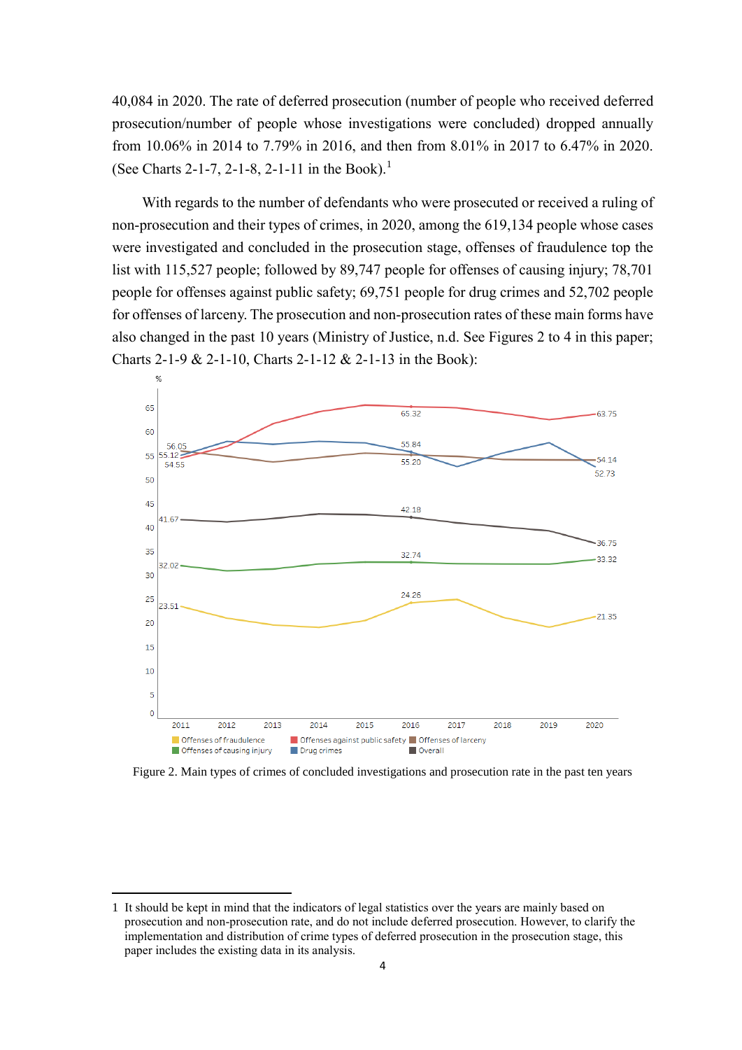40,084 in 2020. The rate of deferred prosecution (number of people who received deferred prosecution/number of people whose investigations were concluded) dropped annually from 10.06% in 2014 to 7.79% in 2016, and then from 8.01% in 2017 to 6.47% in 2020. (See Charts 2-1-7, 2-1-8, 2-1-11 in the Book).[1]

With regards to the number of defendants who were prosecuted or received a ruling of non-prosecution and their types of crimes, in 2020, among the 619,134 people whose cases were investigated and concluded in the prosecution stage, offenses of fraudulence top the list with 115,527 people; followed by 89,747 people for offenses of causing injury; 78,701 people for offenses against public safety; 69,751 people for drug crimes and 52,702 people for offenses of larceny. The prosecution and non-prosecution rates of these main forms have also changed in the past 10 years (Ministry of Justice, n.d. See Figures 2 to 4 in this paper; Charts 2-1-9 & 2-1-10, Charts 2-1-12 & 2-1-13 in the Book):

Figure 2. Main types of crimes of concluded investigations and prosecution rate in the past ten years

1 It should be kept in mind that the indicators of legal statistics over the years are mainly based on prosecution and non-prosecution rate, and do not include deferred prosecution. However, to clarify the implementation and distribution of crime types of deferred prosecution in the prosecution stage, this paper includes the existing data in its analysis.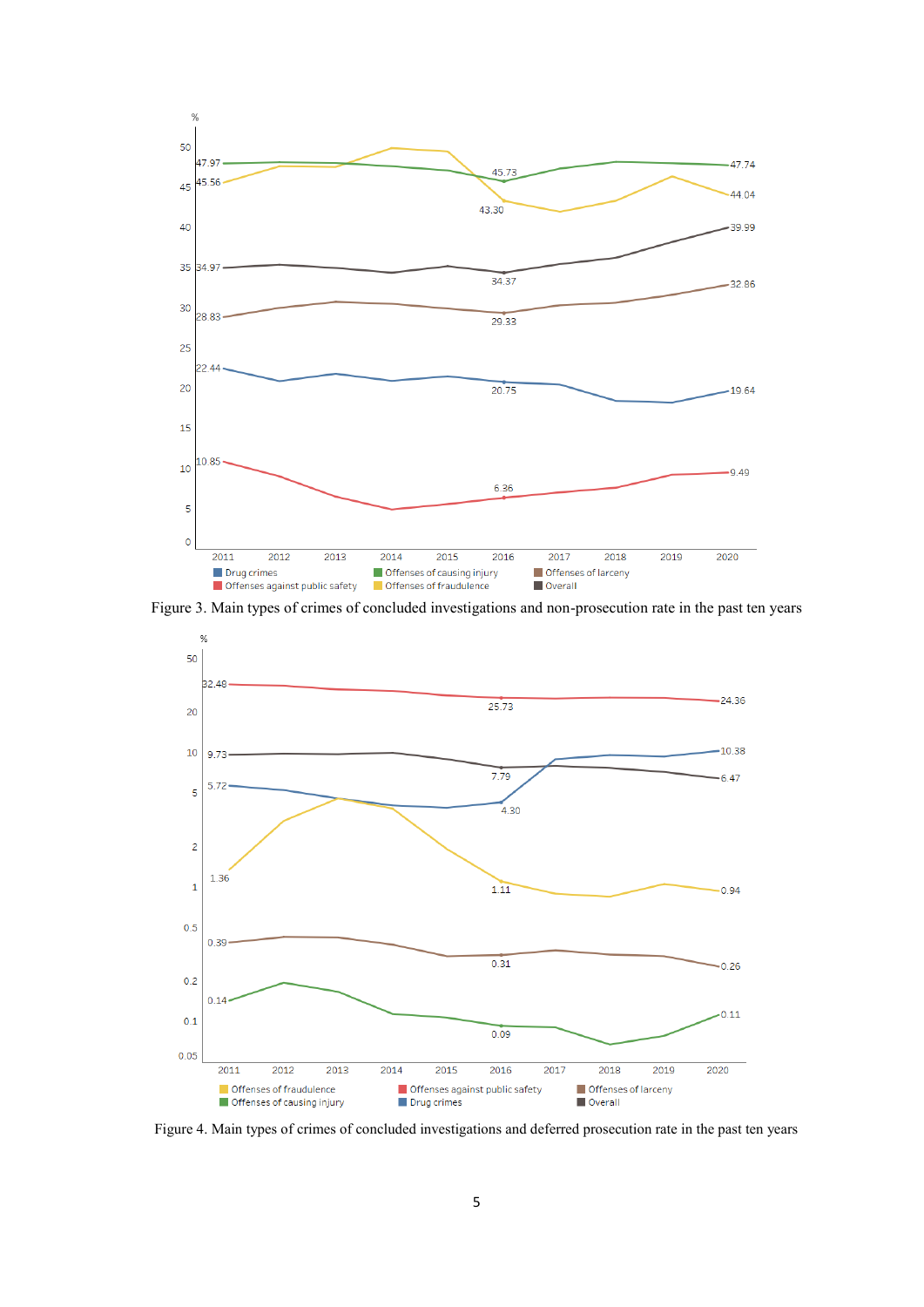Figure 3. Main types of crimes of concluded investigations and non-prosecution rate in the past ten years

Figure 4. Main types of crimes of concluded investigations and deferred prosecution rate in the past ten years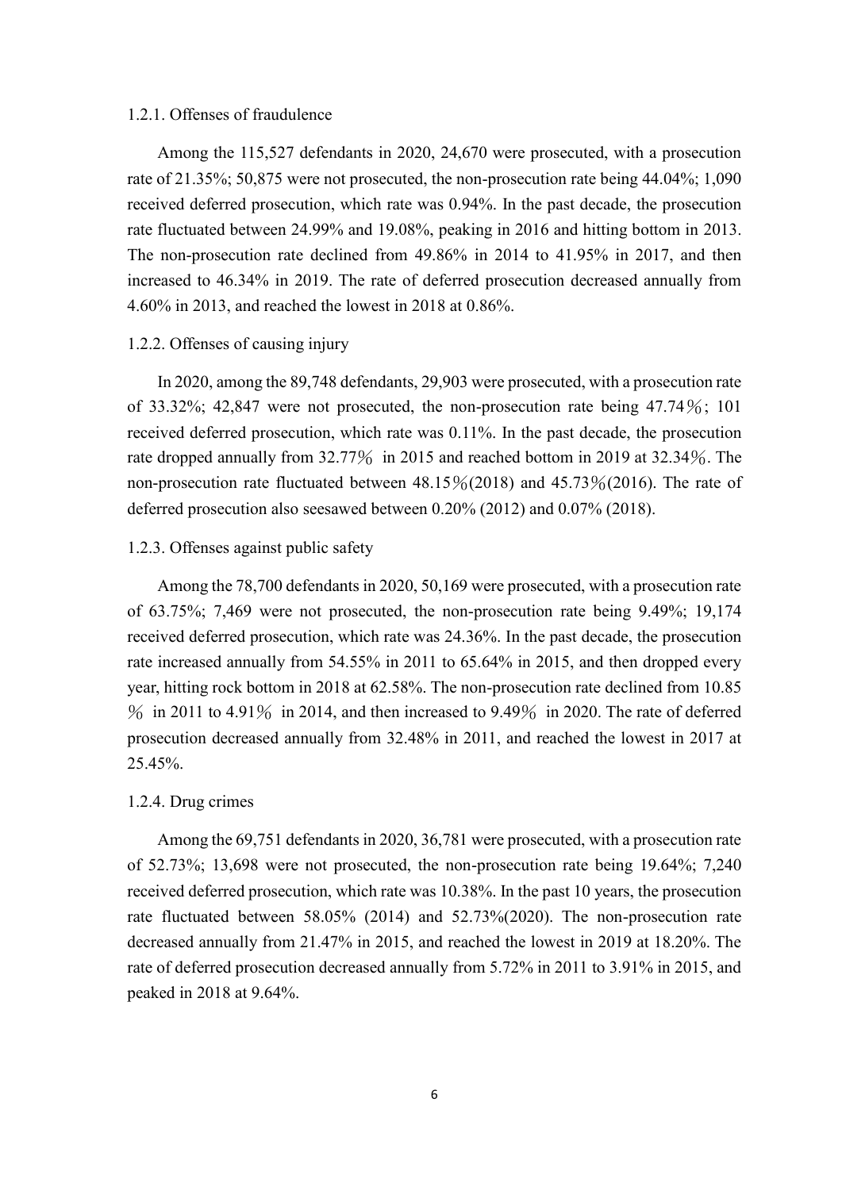### 1.2.1. Offenses of fraudulence

Among the 115,527 defendants in 2020, 24,670 were prosecuted, with a prosecution rate of 21.35%; 50,875 were not prosecuted, the non-prosecution rate being 44.04%; 1,090 received deferred prosecution, which rate was 0.94%. In the past decade, the prosecution rate fluctuated between 24.99% and 19.08%, peaking in 2016 and hitting bottom in 2013. The non-prosecution rate declined from 49.86% in 2014 to 41.95% in 2017, and then increased to 46.34% in 2019. The rate of deferred prosecution decreased annually from 4.60% in 2013, and reached the lowest in 2018 at 0.86%.

### 1.2.2. Offenses of causing injury

In 2020, among the 89,748 defendants, 29,903 were prosecuted, with a prosecution rate of 33.32%; 42,847 were not prosecuted, the non-prosecution rate being 47.74％; 101 received deferred prosecution, which rate was 0.11%. In the past decade, the prosecution rate dropped annually from 32.77％ in 2015 and reached bottom in 2019 at 32.34％. The non-prosecution rate fluctuated between 48.15％(2018) and 45.73％(2016). The rate of deferred prosecution also seesawed between 0.20% (2012) and 0.07% (2018).

### 1.2.3. Offenses against public safety

Among the 78,700 defendants in 2020, 50,169 were prosecuted, with a prosecution rate of 63.75%; 7,469 were not prosecuted, the non-prosecution rate being 9.49%; 19,174 received deferred prosecution, which rate was 24.36%. In the past decade, the prosecution rate increased annually from 54.55% in 2011 to 65.64% in 2015, and then dropped every year, hitting rock bottom in 2018 at 62.58%. The non-prosecution rate declined from 10.85％ in 2011 to 4.91％ in 2014, and then increased to 9.49％ in 2020. The rate of deferred prosecution decreased annually from 32.48% in 2011, and reached the lowest in 2017 at 25.45%.

### 1.2.4. Drug crimes

Among the 69,751 defendants in 2020, 36,781 were prosecuted, with a prosecution rate of 52.73%; 13,698 were not prosecuted, the non-prosecution rate being 19.64%; 7,240 received deferred prosecution, which rate was 10.38%. In the past 10 years, the prosecution rate fluctuated between 58.05% (2014) and 52.73%(2020). The non-prosecution rate decreased annually from 21.47% in 2015, and reached the lowest in 2019 at 18.20%. The rate of deferred prosecution decreased annually from 5.72% in 2011 to 3.91% in 2015, and peaked in 2018 at 9.64%.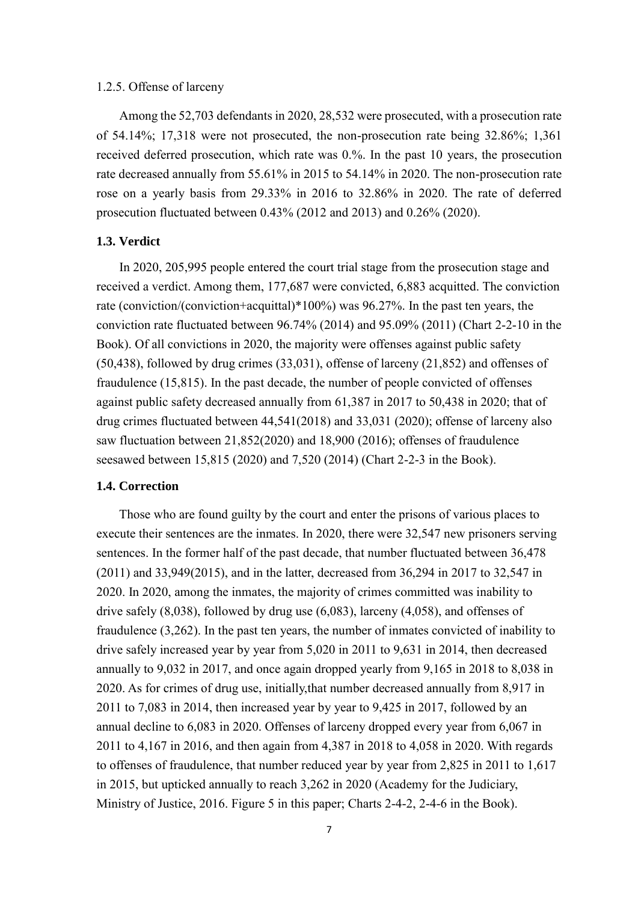1.2.5. Offense of larceny

Among the 52,703 defendants in 2020, 28,532 were prosecuted, with a prosecution rate of 54.14%; 17,318 were not prosecuted, the non-prosecution rate being 32.86%; 1,361 received deferred prosecution, which rate was 0.%. In the past 10 years, the prosecution rate decreased annually from 55.61% in 2015 to 54.14% in 2020. The non-prosecution rate rose on a yearly basis from 29.33% in 2016 to 32.86% in 2020. The rate of deferred prosecution fluctuated between 0.43% (2012 and 2013) and 0.26% (2020).

### 1.3. Verdict

In 2020, 205,995 people entered the court trial stage from the prosecution stage and received a verdict. Among them, 177,687 were convicted, 6,883 acquitted. The conviction rate (conviction/(conviction+acquittal)*100%) was 96.27%. In the past ten years, the conviction rate fluctuated between 96.74% (2014) and 95.09% (2011) (Chart 2-2-10 in the Book). Of all convictions in 2020, the majority were offenses against public safety (50,438), followed by drug crimes (33,031), offense of larceny (21,852) and offenses of fraudulence (15,815). In the past decade, the number of people convicted of offenses against public safety decreased annually from 61,387 in 2017 to 50,438 in 2020; that of drug crimes fluctuated between 44,541(2018) and 33,031 (2020); offense of larceny also saw fluctuation between 21,852(2020) and 18,900 (2016); offenses of fraudulence seesawed between 15,815 (2020) and 7,520 (2014) (Chart 2-2-3 in the Book).

### 1.4. Correction

Those who are found guilty by the court and enter the prisons of various places to execute their sentences are the inmates. In 2020, there were 32,547 new prisoners serving sentences. In the former half of the past decade, that number fluctuated between 36,478 (2011) and 33,949(2015), and in the latter, decreased from 36,294 in 2017 to 32,547 in 2020. In 2020, among the inmates, the majority of crimes committed was inability to drive safely (8,038), followed by drug use (6,083), larceny (4,058), and offenses of fraudulence (3,262). In the past ten years, the number of inmates convicted of inability to drive safely increased year by year from 5,020 in 2011 to 9,631 in 2014, then decreased annually to 9,032 in 2017, and once again dropped yearly from 9,165 in 2018 to 8,038 in 2020. As for crimes of drug use, initially,that number decreased annually from 8,917 in 2011 to 7,083 in 2014, then increased year by year to 9,425 in 2017, followed by an annual decline to 6,083 in 2020. Offenses of larceny dropped every year from 6,067 in 2011 to 4,167 in 2016, and then again from 4,387 in 2018 to 4,058 in 2020. With regards to offenses of fraudulence, that number reduced year by year from 2,825 in 2011 to 1,617 in 2015, but upticked annually to reach 3,262 in 2020 (Academy for the Judiciary, Ministry of Justice, 2016. Figure 5 in this paper; Charts 2-4-2, 2-4-6 in the Book).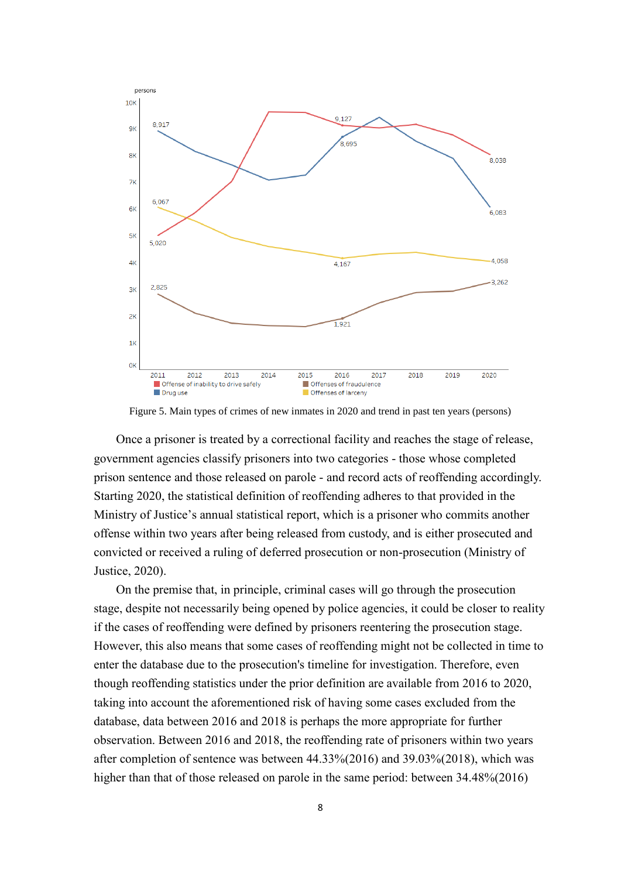Figure 5. Main types of crimes of new inmates in 2020 and trend in past ten years (persons)

Once a prisoner is treated by a correctional facility and reaches the stage of release, government agencies classify prisoners into two categories - those whose completed prison sentence and those released on parole - and record acts of reoffending accordingly. Starting 2020, the statistical definition of reoffending adheres to that provided in the Ministry of Justice's annual statistical report, which is a prisoner who commits another offense within two years after being released from custody, and is either prosecuted and convicted or received a ruling of deferred prosecution or non-prosecution (Ministry of Justice, 2020).

On the premise that, in principle, criminal cases will go through the prosecution stage, despite not necessarily being opened by police agencies, it could be closer to reality if the cases of reoffending were defined by prisoners reentering the prosecution stage. However, this also means that some cases of reoffending might not be collected in time to enter the database due to the prosecution's timeline for investigation. Therefore, even though reoffending statistics under the prior definition are available from 2016 to 2020, taking into account the aforementioned risk of having some cases excluded from the database, data between 2016 and 2018 is perhaps the more appropriate for further observation. Between 2016 and 2018, the reoffending rate of prisoners within two years after completion of sentence was between 44.33%(2016) and 39.03%(2018), which was higher than that of those released on parole in the same period: between 34.48%(2016)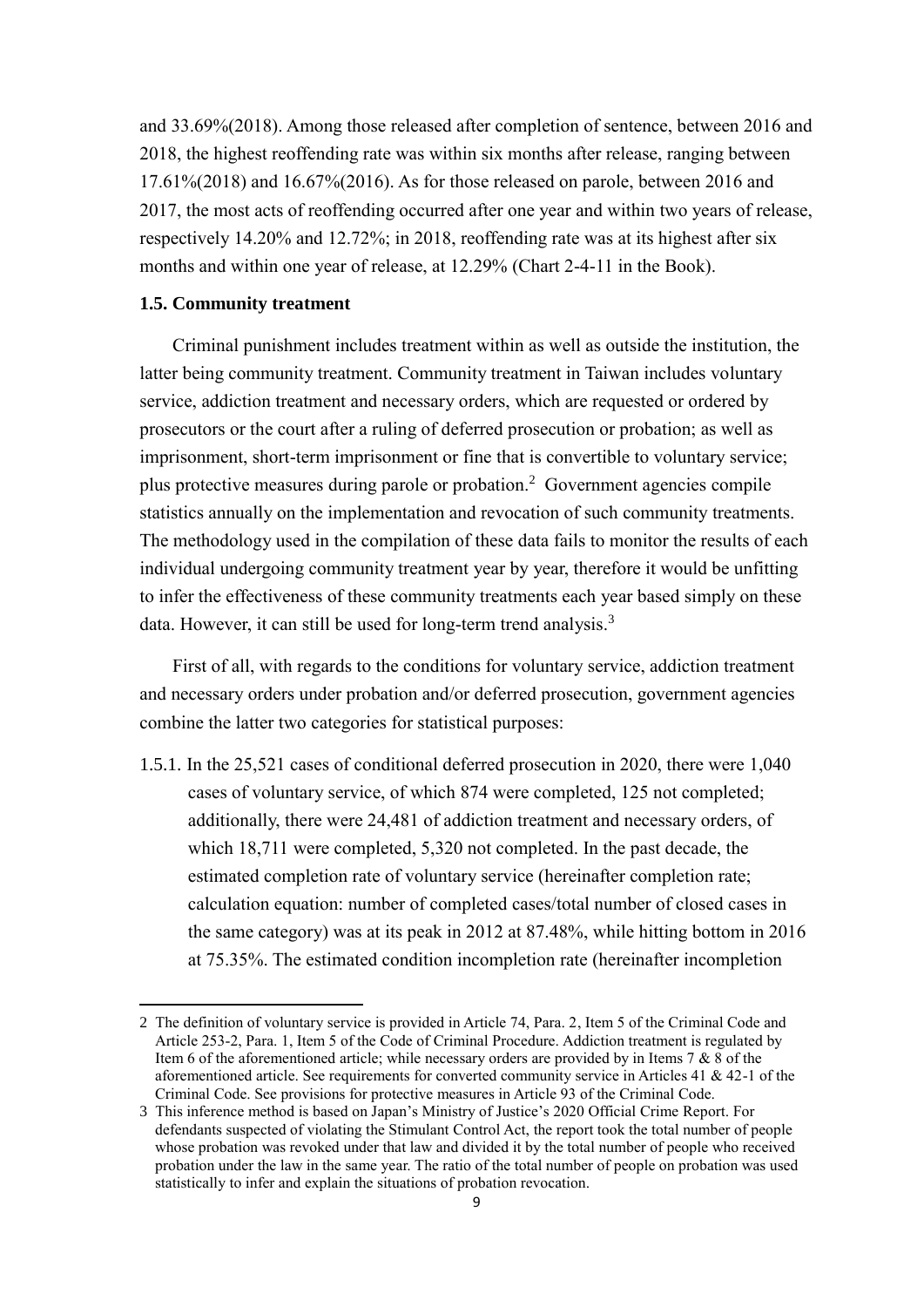and 33.69%(2018). Among those released after completion of sentence, between 2016 and 2018, the highest reoffending rate was within six months after release, ranging between 17.61%(2018) and 16.67%(2016). As for those released on parole, between 2016 and 2017, the most acts of reoffending occurred after one year and within two years of release, respectively 14.20% and 12.72%; in 2018, reoffending rate was at its highest after six months and within one year of release, at 12.29% (Chart 2-4-11 in the Book).

### 1.5. Community treatment

Criminal punishment includes treatment within as well as outside the institution, the latter being community treatment. Community treatment in Taiwan includes voluntary service, addiction treatment and necessary orders, which are requested or ordered by prosecutors or the court after a ruling of deferred prosecution or probation; as well as imprisonment, short-term imprisonment or fine that is convertible to voluntary service; plus protective measures during parole or probation.[2] Government agencies compile statistics annually on the implementation and revocation of such community treatments. The methodology used in the compilation of these data fails to monitor the results of each individual undergoing community treatment year by year, therefore it would be unfitting to infer the effectiveness of these community treatments each year based simply on these data. However, it can still be used for long-term trend analysis.[3]

First of all, with regards to the conditions for voluntary service, addiction treatment and necessary orders under probation and/or deferred prosecution, government agencies combine the latter two categories for statistical purposes:

1.5.1. In the 25,521 cases of conditional deferred prosecution in 2020, there were 1,040 cases of voluntary service, of which 874 were completed, 125 not completed; additionally, there were 24,481 of addiction treatment and necessary orders, of which 18,711 were completed, 5,320 not completed. In the past decade, the estimated completion rate of voluntary service (hereinafter completion rate; calculation equation: number of completed cases/total number of closed cases in the same category) was at its peak in 2012 at 87.48%, while hitting bottom in 2016 at 75.35%. The estimated condition incompletion rate (hereinafter incompletion

---

2 The definition of voluntary service is provided in Article 74, Para. 2, Item 5 of the Criminal Code and Article 253-2, Para. 1, Item 5 of the Code of Criminal Procedure. Addiction treatment is regulated by Item 6 of the aforementioned article; while necessary orders are provided by in Items 7 & 8 of the aforementioned article. See requirements for converted community service in Articles 41 & 42-1 of the Criminal Code. See provisions for protective measures in Article 93 of the Criminal Code.

3 This inference method is based on Japan's Ministry of Justice's 2020 Official Crime Report. For defendants suspected of violating the Stimulant Control Act, the report took the total number of people whose probation was revoked under that law and divided it by the total number of people who received probation under the law in the same year. The ratio of the total number of people on probation was used statistically to infer and explain the situations of probation revocation.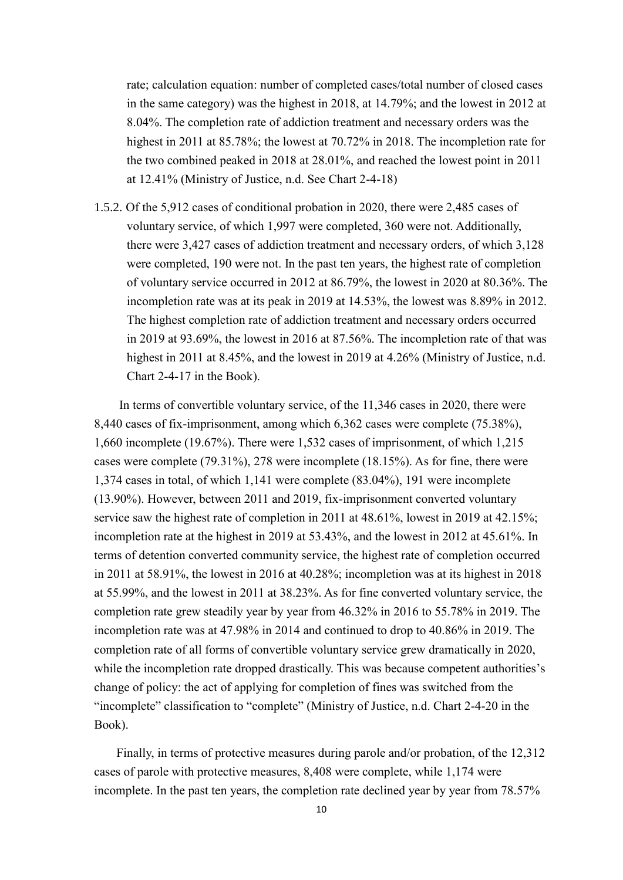rate; calculation equation: number of completed cases/total number of closed cases in the same category) was the highest in 2018, at 14.79%; and the lowest in 2012 at 8.04%. The completion rate of addiction treatment and necessary orders was the highest in 2011 at 85.78%; the lowest at 70.72% in 2018. The incompletion rate for the two combined peaked in 2018 at 28.01%, and reached the lowest point in 2011 at 12.41% (Ministry of Justice, n.d. See Chart 2-4-18)

1.5.2. Of the 5,912 cases of conditional probation in 2020, there were 2,485 cases of voluntary service, of which 1,997 were completed, 360 were not. Additionally, there were 3,427 cases of addiction treatment and necessary orders, of which 3,128 were completed, 190 were not. In the past ten years, the highest rate of completion of voluntary service occurred in 2012 at 86.79%, the lowest in 2020 at 80.36%. The incompletion rate was at its peak in 2019 at 14.53%, the lowest was 8.89% in 2012. The highest completion rate of addiction treatment and necessary orders occurred in 2019 at 93.69%, the lowest in 2016 at 87.56%. The incompletion rate of that was highest in 2011 at 8.45%, and the lowest in 2019 at 4.26% (Ministry of Justice, n.d. Chart 2-4-17 in the Book).

In terms of convertible voluntary service, of the 11,346 cases in 2020, there were 8,440 cases of fix-imprisonment, among which 6,362 cases were complete (75.38%), 1,660 incomplete (19.67%). There were 1,532 cases of imprisonment, of which 1,215 cases were complete (79.31%), 278 were incomplete (18.15%). As for fine, there were 1,374 cases in total, of which 1,141 were complete (83.04%), 191 were incomplete (13.90%). However, between 2011 and 2019, fix-imprisonment converted voluntary service saw the highest rate of completion in 2011 at 48.61%, lowest in 2019 at 42.15%; incompletion rate at the highest in 2019 at 53.43%, and the lowest in 2012 at 45.61%. In terms of detention converted community service, the highest rate of completion occurred in 2011 at 58.91%, the lowest in 2016 at 40.28%; incompletion was at its highest in 2018 at 55.99%, and the lowest in 2011 at 38.23%. As for fine converted voluntary service, the completion rate grew steadily year by year from 46.32% in 2016 to 55.78% in 2019. The incompletion rate was at 47.98% in 2014 and continued to drop to 40.86% in 2019. The completion rate of all forms of convertible voluntary service grew dramatically in 2020, while the incompletion rate dropped drastically. This was because competent authorities's change of policy: the act of applying for completion of fines was switched from the "incomplete" classification to "complete" (Ministry of Justice, n.d. Chart 2-4-20 in the Book).

Finally, in terms of protective measures during parole and/or probation, of the 12,312 cases of parole with protective measures, 8,408 were complete, while 1,174 were incomplete. In the past ten years, the completion rate declined year by year from 78.57%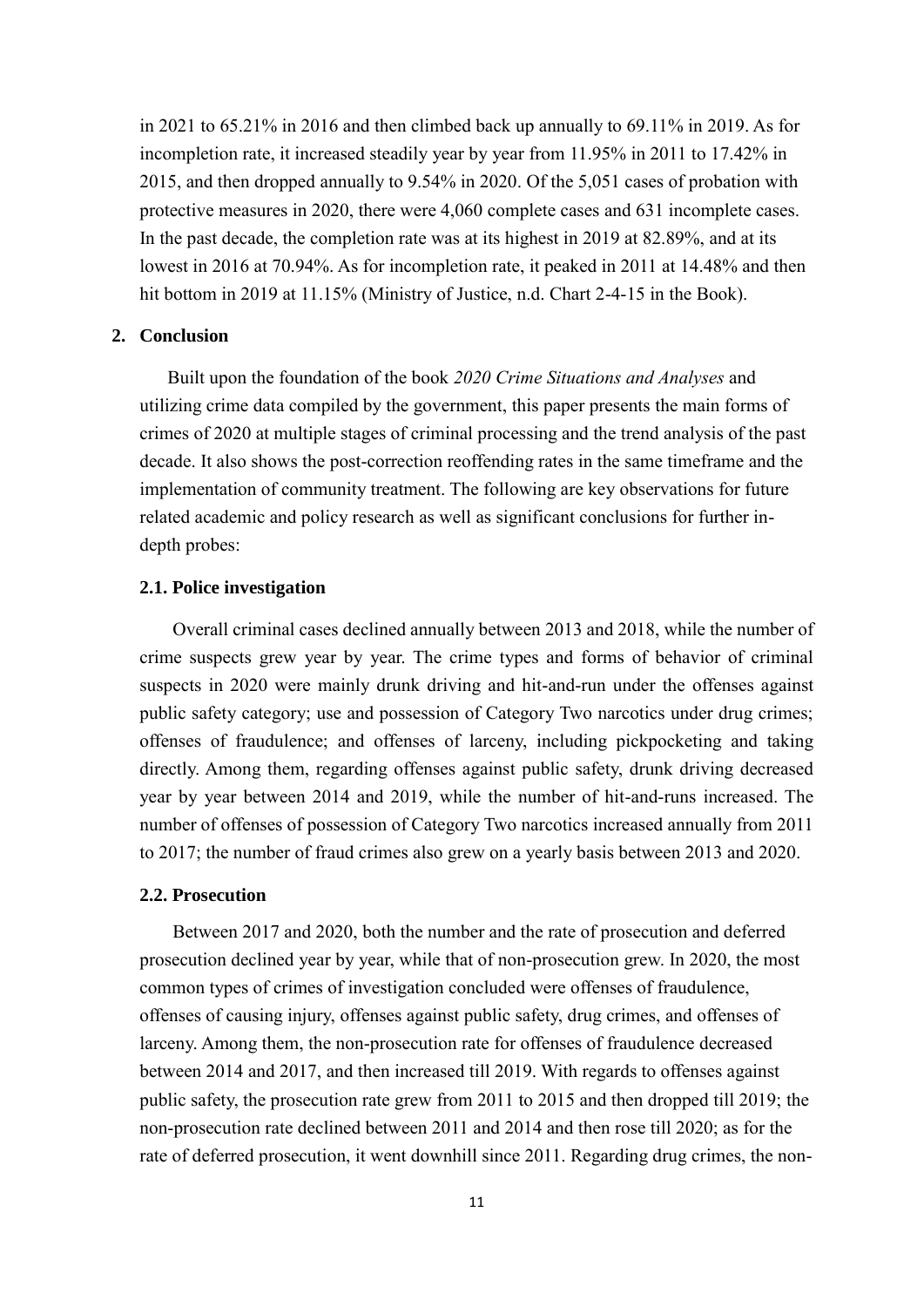in 2021 to 65.21% in 2016 and then climbed back up annually to 69.11% in 2019. As for incompletion rate, it increased steadily year by year from 11.95% in 2011 to 17.42% in 2015, and then dropped annually to 9.54% in 2020. Of the 5,051 cases of probation with protective measures in 2020, there were 4,060 complete cases and 631 incomplete cases. In the past decade, the completion rate was at its highest in 2019 at 82.89%, and at its lowest in 2016 at 70.94%. As for incompletion rate, it peaked in 2011 at 14.48% and then hit bottom in 2019 at 11.15% (Ministry of Justice, n.d. Chart 2-4-15 in the Book).

## 2. Conclusion

Built upon the foundation of the book *2020 Crime Situations and Analyses* and utilizing crime data compiled by the government, this paper presents the main forms of crimes of 2020 at multiple stages of criminal processing and the trend analysis of the past decade. It also shows the post-correction reoffending rates in the same timeframe and the implementation of community treatment. The following are key observations for future related academic and policy research as well as significant conclusions for further in-depth probes:

### 2.1. Police investigation

Overall criminal cases declined annually between 2013 and 2018, while the number of crime suspects grew year by year. The crime types and forms of behavior of criminal suspects in 2020 were mainly drunk driving and hit-and-run under the offenses against public safety category; use and possession of Category Two narcotics under drug crimes; offenses of fraudulence; and offenses of larceny, including pickpocketing and taking directly. Among them, regarding offenses against public safety, drunk driving decreased year by year between 2014 and 2019, while the number of hit-and-runs increased. The number of offenses of possession of Category Two narcotics increased annually from 2011 to 2017; the number of fraud crimes also grew on a yearly basis between 2013 and 2020.

### 2.2. Prosecution

Between 2017 and 2020, both the number and the rate of prosecution and deferred prosecution declined year by year, while that of non-prosecution grew. In 2020, the most common types of crimes of investigation concluded were offenses of fraudulence, offenses of causing injury, offenses against public safety, drug crimes, and offenses of larceny. Among them, the non-prosecution rate for offenses of fraudulence decreased between 2014 and 2017, and then increased till 2019. With regards to offenses against public safety, the prosecution rate grew from 2011 to 2015 and then dropped till 2019; the non-prosecution rate declined between 2011 and 2014 and then rose till 2020; as for the rate of deferred prosecution, it went downhill since 2011. Regarding drug crimes, the non-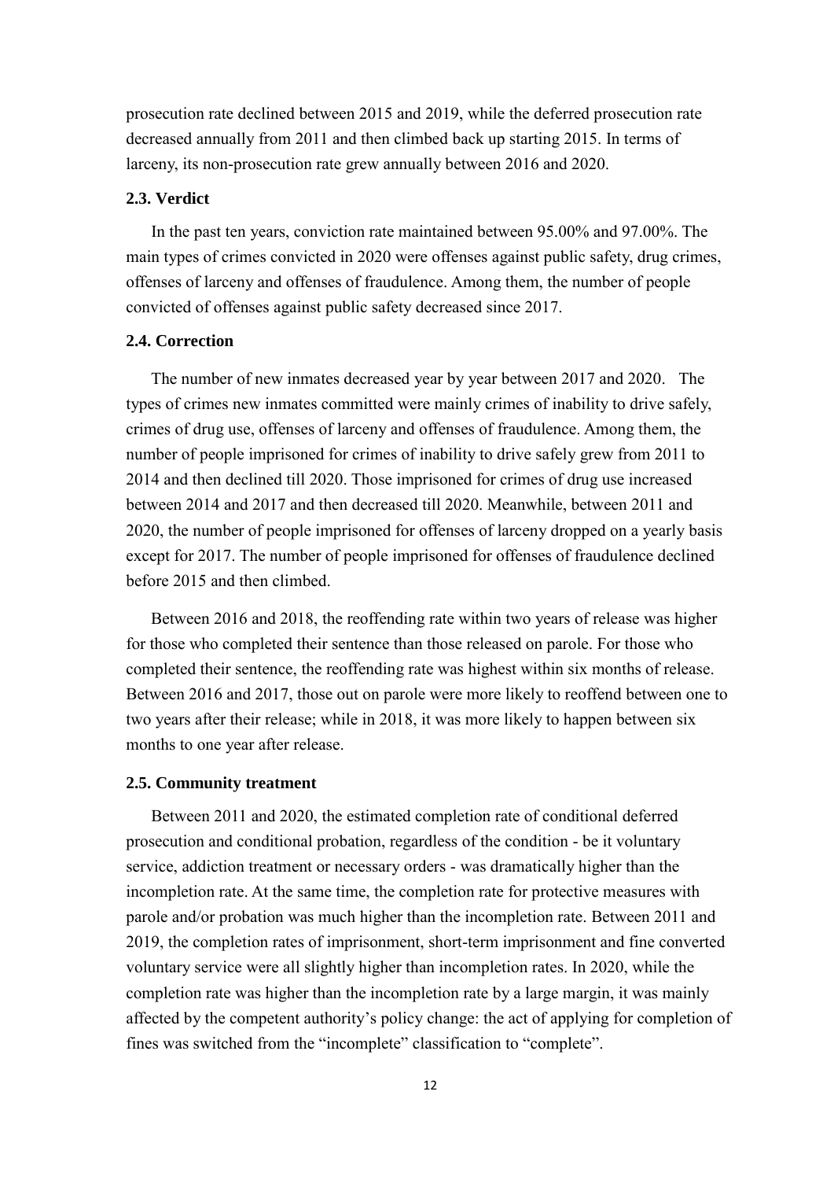prosecution rate declined between 2015 and 2019, while the deferred prosecution rate decreased annually from 2011 and then climbed back up starting 2015. In terms of larceny, its non-prosecution rate grew annually between 2016 and 2020.

### 2.3. Verdict

In the past ten years, conviction rate maintained between 95.00% and 97.00%. The main types of crimes convicted in 2020 were offenses against public safety, drug crimes, offenses of larceny and offenses of fraudulence. Among them, the number of people convicted of offenses against public safety decreased since 2017.

### 2.4. Correction

The number of new inmates decreased year by year between 2017 and 2020. The types of crimes new inmates committed were mainly crimes of inability to drive safely, crimes of drug use, offenses of larceny and offenses of fraudulence. Among them, the number of people imprisoned for crimes of inability to drive safely grew from 2011 to 2014 and then declined till 2020. Those imprisoned for crimes of drug use increased between 2014 and 2017 and then decreased till 2020. Meanwhile, between 2011 and 2020, the number of people imprisoned for offenses of larceny dropped on a yearly basis except for 2017. The number of people imprisoned for offenses of fraudulence declined before 2015 and then climbed.

Between 2016 and 2018, the reoffending rate within two years of release was higher for those who completed their sentence than those released on parole. For those who completed their sentence, the reoffending rate was highest within six months of release. Between 2016 and 2017, those out on parole were more likely to reoffend between one to two years after their release; while in 2018, it was more likely to happen between six months to one year after release.

### 2.5. Community treatment

Between 2011 and 2020, the estimated completion rate of conditional deferred prosecution and conditional probation, regardless of the condition - be it voluntary service, addiction treatment or necessary orders - was dramatically higher than the incompletion rate. At the same time, the completion rate for protective measures with parole and/or probation was much higher than the incompletion rate. Between 2011 and 2019, the completion rates of imprisonment, short-term imprisonment and fine converted voluntary service were all slightly higher than incompletion rates. In 2020, while the completion rate was higher than the incompletion rate by a large margin, it was mainly affected by the competent authority's policy change: the act of applying for completion of fines was switched from the "incomplete" classification to "complete".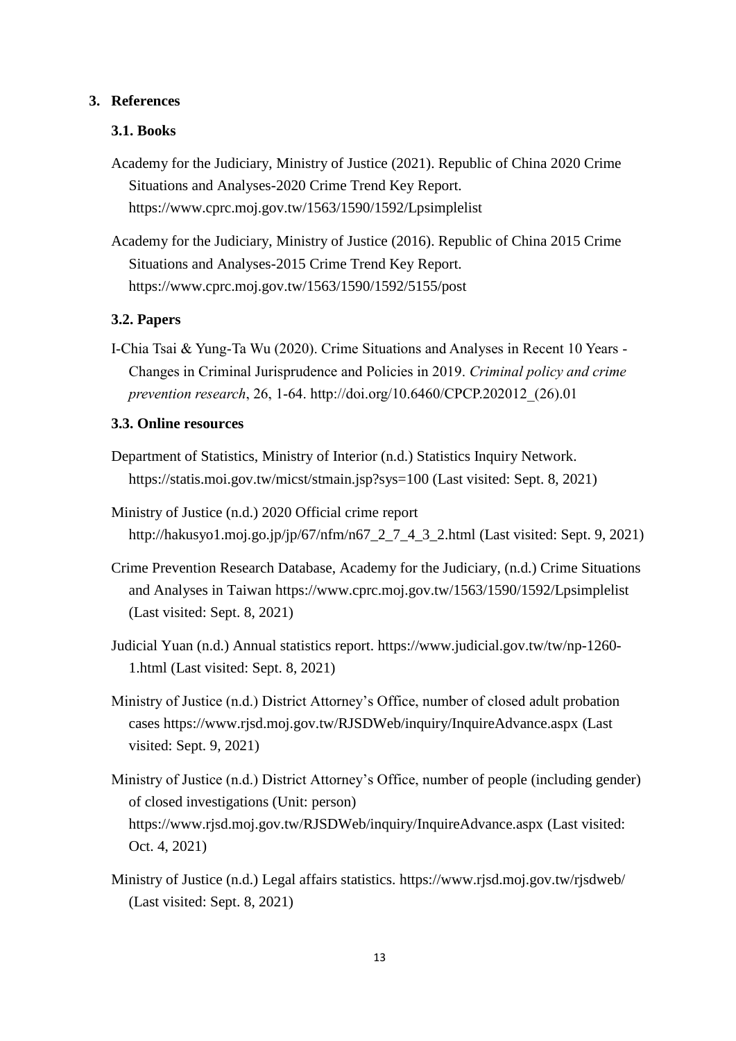## 3. References

### 3.1. Books

Academy for the Judiciary, Ministry of Justice (2021). Republic of China 2020 Crime Situations and Analyses-2020 Crime Trend Key Report. https://www.cprc.moj.gov.tw/1563/1590/1592/Lpsimplelist

Academy for the Judiciary, Ministry of Justice (2016). Republic of China 2015 Crime Situations and Analyses-2015 Crime Trend Key Report. https://www.cprc.moj.gov.tw/1563/1590/1592/5155/post

### 3.2. Papers

I-Chia Tsai & Yung-Ta Wu (2020). Crime Situations and Analyses in Recent 10 Years - Changes in Criminal Jurisprudence and Policies in 2019. *Criminal policy and crime prevention research*, 26, 1-64. http://doi.org/10.6460/CPCP.202012_(26).01

### 3.3. Online resources

Department of Statistics, Ministry of Interior (n.d.) Statistics Inquiry Network. https://statis.moi.gov.tw/micst/stmain.jsp?sys=100 (Last visited: Sept. 8, 2021)

Ministry of Justice (n.d.) 2020 Official crime report http://hakusyo1.moj.go.jp/jp/67/nfm/n67_2_7_4_3_2.html (Last visited: Sept. 9, 2021)

Crime Prevention Research Database, Academy for the Judiciary, (n.d.) Crime Situations and Analyses in Taiwan https://www.cprc.moj.gov.tw/1563/1590/1592/Lpsimplelist (Last visited: Sept. 8, 2021)

Judicial Yuan (n.d.) Annual statistics report. https://www.judicial.gov.tw/tw/np-1260-1.html (Last visited: Sept. 8, 2021)

Ministry of Justice (n.d.) District Attorney's Office, number of closed adult probation cases https://www.rjsd.moj.gov.tw/RJSDWeb/inquiry/InquireAdvance.aspx (Last visited: Sept. 9, 2021)

Ministry of Justice (n.d.) District Attorney's Office, number of people (including gender) of closed investigations (Unit: person) https://www.rjsd.moj.gov.tw/RJSDWeb/inquiry/InquireAdvance.aspx (Last visited: Oct. 4, 2021)

Ministry of Justice (n.d.) Legal affairs statistics. https://www.rjsd.moj.gov.tw/rjsdweb/ (Last visited: Sept. 8, 2021)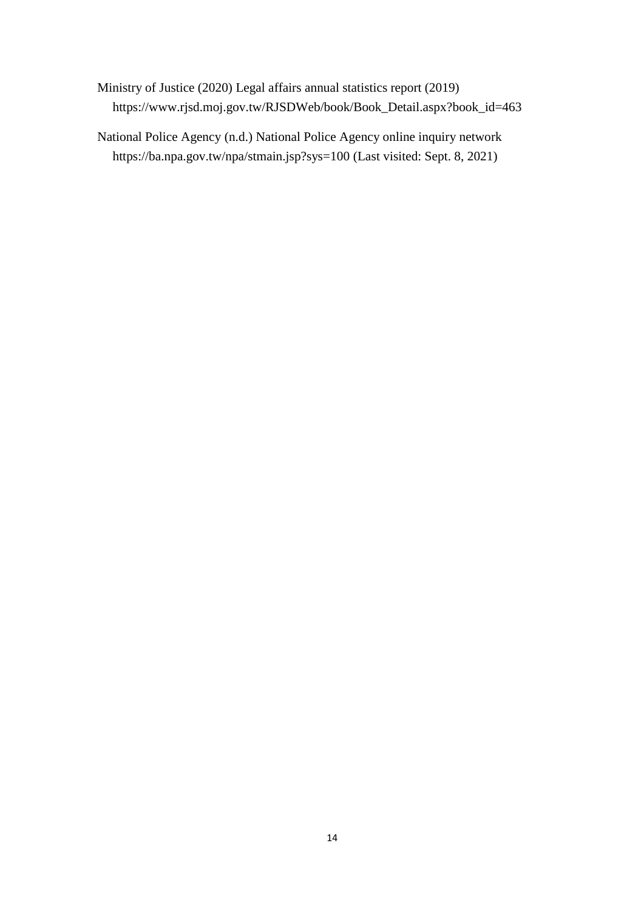Ministry of Justice (2020) Legal affairs annual statistics report (2019) https://www.rjsd.moj.gov.tw/RJSDWeb/book/Book_Detail.aspx?book_id=463

National Police Agency (n.d.) National Police Agency online inquiry network https://ba.npa.gov.tw/npa/stmain.jsp?sys=100 (Last visited: Sept. 8, 2021)